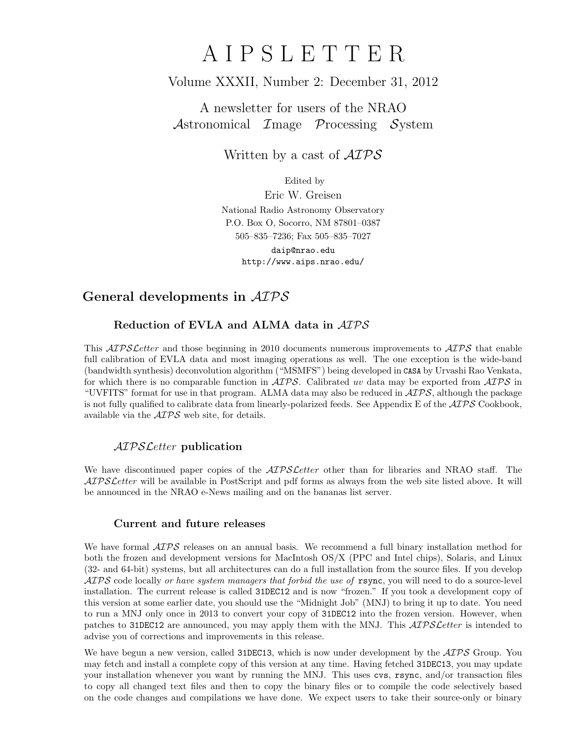# A I P S L E T T E R

Volume XXXII, Number 2: December 31, 2012

A newsletter for users of the NRAO
*Astronomical Image Processing System*

Written by a cast of *AIPS*

Edited by
Eric W. Greisen
National Radio Astronomy Observatory
P.O. Box O, Socorro, NM 87801–0387
505–835–7236; Fax 505–835–7027
daip@nrao.edu
http://www.aips.nrao.edu/

## General developments in *AIPS*

### Reduction of EVLA and ALMA data in *AIPS*

This *AIPSLetter* and those beginning in 2010 documents numerous improvements to *AIPS* that enable full calibration of EVLA data and most imaging operations as well. The one exception is the wide-band (bandwidth synthesis) deconvolution algorithm ("MSMFS") being developed in CASA by Urvashi Rao Venkata, for which there is no comparable function in *AIPS*. Calibrated *uv* data may be exported from *AIPS* in "UVFITS" format for use in that program. ALMA data may also be reduced in *AIPS*, although the package is not fully qualified to calibrate data from linearly-polarized feeds. See Appendix E of the *AIPS* Cookbook, available via the *AIPS* web site, for details.

### *AIPSLetter* publication

We have discontinued paper copies of the *AIPSLetter* other than for libraries and NRAO staff. The *AIPSLetter* will be available in PostScript and pdf forms as always from the web site listed above. It will be announced in the NRAO e-News mailing and on the bananas list server.

### Current and future releases

We have formal *AIPS* releases on an annual basis. We recommend a full binary installation method for both the frozen and development versions for MacIntosh OS/X (PPC and Intel chips), Solaris, and Linux (32- and 64-bit) systems, but all architectures can do a full installation from the source files. If you develop *AIPS* code locally *or have system managers that forbid the use of* `rsync`, you will need to do a source-level installation. The current release is called `31DEC12` and is now "frozen." If you took a development copy of this version at some earlier date, you should use the "Midnight Job" (MNJ) to bring it up to date. You need to run a MNJ only once in 2013 to convert your copy of `31DEC12` into the frozen version. However, when patches to `31DEC12` are announced, you may apply them with the MNJ. This *AIPSLetter* is intended to advise you of corrections and improvements in this release.

We have begun a new version, called `31DEC13`, which is now under development by the *AIPS* Group. You may fetch and install a complete copy of this version at any time. Having fetched `31DEC13`, you may update your installation whenever you want by running the MNJ. This uses `cvs`, `rsync`, and/or transaction files to copy all changed text files and then to copy the binary files or to compile the code selectively based on the code changes and compilations we have done. We expect users to take their source-only or binary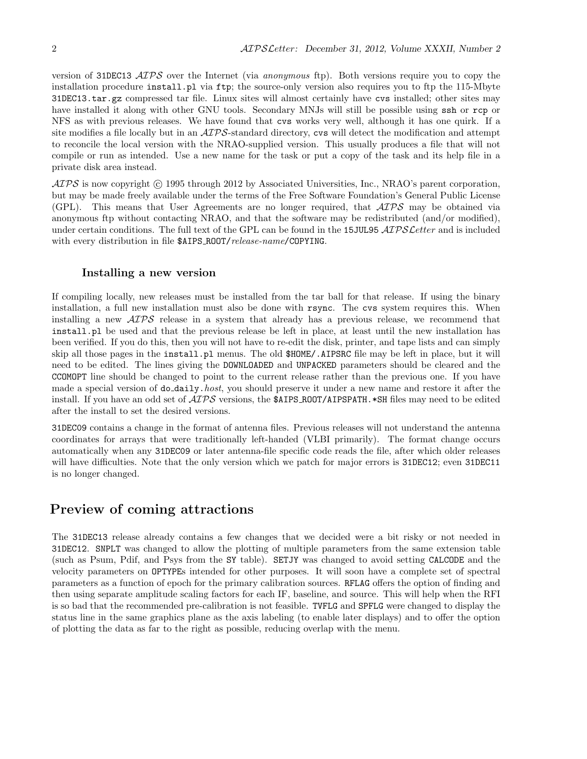version of 31DEC13 *AIPS* over the Internet (via *anonymous* ftp). Both versions require you to copy the installation procedure install.pl via ftp; the source-only version also requires you to ftp the 115-Mbyte 31DEC13.tar.gz compressed tar file. Linux sites will almost certainly have cvs installed; other sites may have installed it along with other GNU tools. Secondary MNJs will still be possible using ssh or rcp or NFS as with previous releases. We have found that cvs works very well, although it has one quirk. If a site modifies a file locally but in an *AIPS*-standard directory, cvs will detect the modification and attempt to reconcile the local version with the NRAO-supplied version. This usually produces a file that will not compile or run as intended. Use a new name for the task or put a copy of the task and its help file in a private disk area instead.

*AIPS* is now copyright © 1995 through 2012 by Associated Universities, Inc., NRAO's parent corporation, but may be made freely available under the terms of the Free Software Foundation's General Public License (GPL). This means that User Agreements are no longer required, that *AIPS* may be obtained via anonymous ftp without contacting NRAO, and that the software may be redistributed (and/or modified), under certain conditions. The full text of the GPL can be found in the 15JUL95 *AIPSLetter* and is included with every distribution in file $AIPS_ROOT/*release-name*/COPYING.

### Installing a new version

If compiling locally, new releases must be installed from the tar ball for that release. If using the binary installation, a full new installation must also be done with rsync. The cvs system requires this. When installing a new *AIPS* release in a system that already has a previous release, we recommend that install.pl be used and that the previous release be left in place, at least until the new installation has been verified. If you do this, then you will not have to re-edit the disk, printer, and tape lists and can simply skip all those pages in the install.pl menus. The old $HOME/.AIPSRC file may be left in place, but it will need to be edited. The lines giving the DOWNLOADED and UNPACKED parameters should be cleared and the CCOMOPT line should be changed to point to the current release rather than the previous one. If you have made a special version of do_daily.*host*, you should preserve it under a new name and restore it after the install. If you have an odd set of *AIPS* versions, the $AIPS_ROOT/AIPSPATH.*SH files may need to be edited after the install to set the desired versions.

31DEC09 contains a change in the format of antenna files. Previous releases will not understand the antenna coordinates for arrays that were traditionally left-handed (VLBI primarily). The format change occurs automatically when any 31DEC09 or later antenna-file specific code reads the file, after which older releases will have difficulties. Note that the only version which we patch for major errors is 31DEC12; even 31DEC11 is no longer changed.

## Preview of coming attractions

The 31DEC13 release already contains a few changes that we decided were a bit risky or not needed in 31DEC12. SNPLT was changed to allow the plotting of multiple parameters from the same extension table (such as Psum, Pdif, and Psys from the SY table). SETJY was changed to avoid setting CALCODE and the velocity parameters on OPTYPEs intended for other purposes. It will soon have a complete set of spectral parameters as a function of epoch for the primary calibration sources. RFLAG offers the option of finding and then using separate amplitude scaling factors for each IF, baseline, and source. This will help when the RFI is so bad that the recommended pre-calibration is not feasible. TVFLG and SPFLG were changed to display the status line in the same graphics plane as the axis labeling (to enable later displays) and to offer the option of plotting the data as far to the right as possible, reducing overlap with the menu.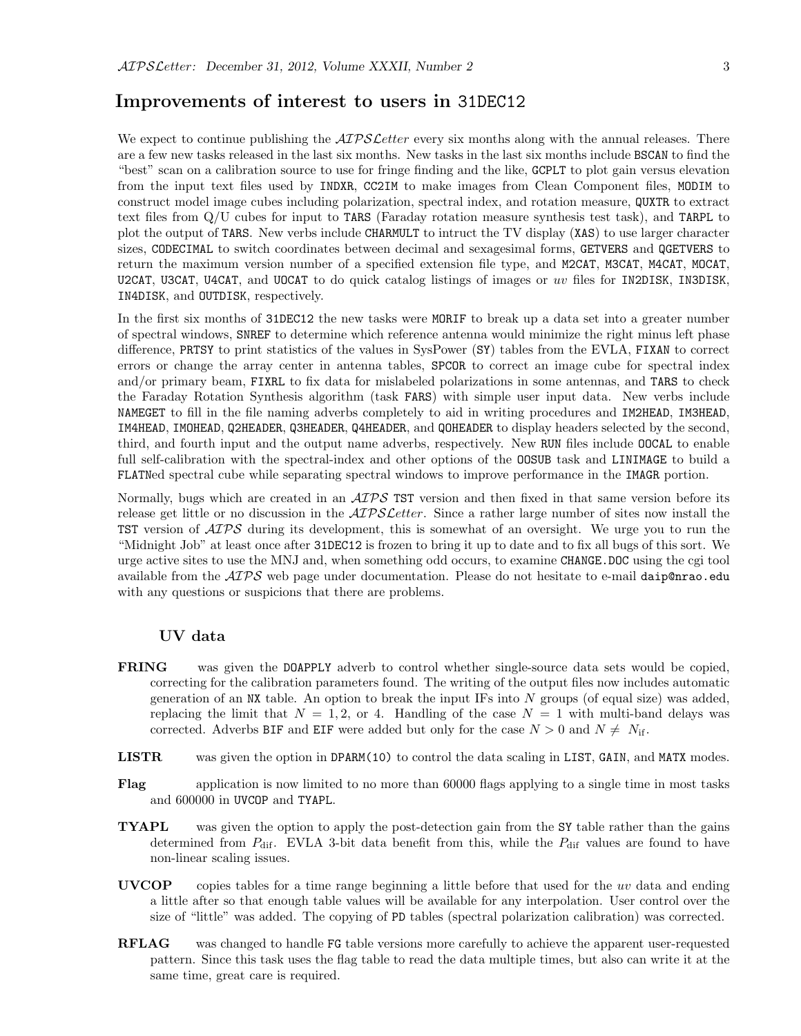## Improvements of interest to users in 31DEC12

We expect to continue publishing the *AIPSLetter* every six months along with the annual releases. There are a few new tasks released in the last six months. New tasks in the last six months include BSCAN to find the "best" scan on a calibration source to use for fringe finding and the like, GCPLT to plot gain versus elevation from the input text files used by INDXR, CC2IM to make images from Clean Component files, MODIM to construct model image cubes including polarization, spectral index, and rotation measure, QUXTR to extract text files from Q/U cubes for input to TARS (Faraday rotation measure synthesis test task), and TARPL to plot the output of TARS. New verbs include CHARMULT to intruct the TV display (XAS) to use larger character sizes, CODECIMAL to switch coordinates between decimal and sexagesimal forms, GETVERS and QGETVERS to return the maximum version number of a specified extension file type, and M2CAT, M3CAT, M4CAT, MOCAT, U2CAT, U3CAT, U4CAT, and UOCAT to do quick catalog listings of images or *uv* files for IN2DISK, IN3DISK, IN4DISK, and OUTDISK, respectively.

In the first six months of 31DEC12 the new tasks were MORIF to break up a data set into a greater number of spectral windows, SNREF to determine which reference antenna would minimize the right minus left phase difference, PRTSY to print statistics of the values in SysPower (SY) tables from the EVLA, FIXAN to correct errors or change the array center in antenna tables, SPCOR to correct an image cube for spectral index and/or primary beam, FIXRL to fix data for mislabeled polarizations in some antennas, and TARS to check the Faraday Rotation Synthesis algorithm (task FARS) with simple user input data. New verbs include NAMEGET to fill in the file naming adverbs completely to aid in writing procedures and IM2HEAD, IM3HEAD, IM4HEAD, IMOHEAD, Q2HEADER, Q3HEADER, Q4HEADER, and QOHEADER to display headers selected by the second, third, and fourth input and the output name adverbs, respectively. New RUN files include OOCAL to enable full self-calibration with the spectral-index and other options of the OOSUB task and LINIMAGE to build a FLATNed spectral cube while separating spectral windows to improve performance in the IMAGR portion.

Normally, bugs which are created in an *AIPS* TST version and then fixed in that same version before its release get little or no discussion in the *AIPSLetter*. Since a rather large number of sites now install the TST version of *AIPS* during its development, this is somewhat of an oversight. We urge you to run the "Midnight Job" at least once after 31DEC12 is frozen to bring it up to date and to fix all bugs of this sort. We urge active sites to use the MNJ and, when something odd occurs, to examine CHANGE.DOC using the cgi tool available from the *AIPS* web page under documentation. Please do not hesitate to e-mail daip@nrao.edu with any questions or suspicions that there are problems.

### UV data

**FRING** was given the DOAPPLY adverb to control whether single-source data sets would be copied, correcting for the calibration parameters found. The writing of the output files now includes automatic generation of an NX table. An option to break the input IFs into $N$ groups (of equal size) was added, replacing the limit that $N = 1, 2,$ or 4. Handling of the case $N = 1$ with multi-band delays was corrected. Adverbs BIF and EIF were added but only for the case $N > 0$ and $N \neq N_{\rm if}$.

**LISTR** was given the option in DPARM(10) to control the data scaling in LIST, GAIN, and MATX modes.

**Flag** application is now limited to no more than 60000 flags applying to a single time in most tasks and 600000 in UVCOP and TYAPL.

**TYAPL** was given the option to apply the post-detection gain from the SY table rather than the gains determined from $P_{\rm dif}$. EVLA 3-bit data benefit from this, while the $P_{\rm dif}$ values are found to have non-linear scaling issues.

**UVCOP** copies tables for a time range beginning a little before that used for the *uv* data and ending a little after so that enough table values will be available for any interpolation. User control over the size of "little" was added. The copying of PD tables (spectral polarization calibration) was corrected.

**RFLAG** was changed to handle FG table versions more carefully to achieve the apparent user-requested pattern. Since this task uses the flag table to read the data multiple times, but also can write it at the same time, great care is required.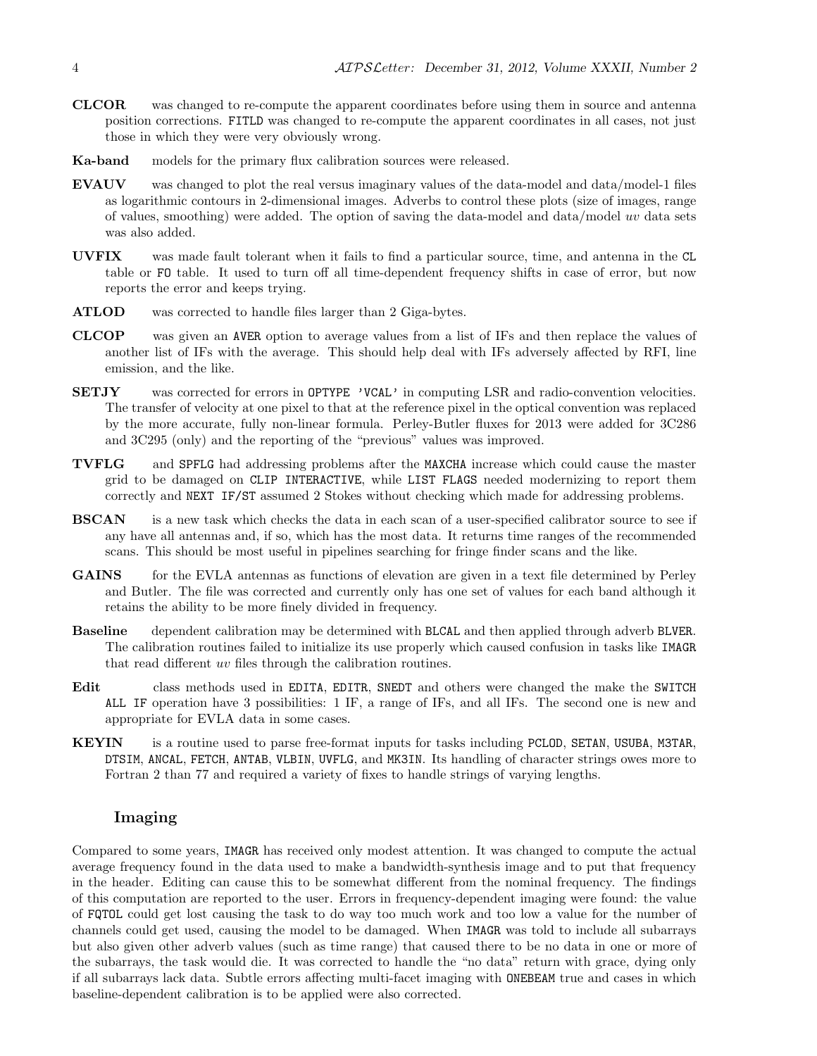**CLCOR** was changed to re-compute the apparent coordinates before using them in source and antenna position corrections. FITLD was changed to re-compute the apparent coordinates in all cases, not just those in which they were very obviously wrong.

**Ka-band** models for the primary flux calibration sources were released.

**EVAUV** was changed to plot the real versus imaginary values of the data-model and data/model-1 files as logarithmic contours in 2-dimensional images. Adverbs to control these plots (size of images, range of values, smoothing) were added. The option of saving the data-model and data/model *uv* data sets was also added.

**UVFIX** was made fault tolerant when it fails to find a particular source, time, and antenna in the CL table or FO table. It used to turn off all time-dependent frequency shifts in case of error, but now reports the error and keeps trying.

**ATLOD** was corrected to handle files larger than 2 Giga-bytes.

**CLCOP** was given an AVER option to average values from a list of IFs and then replace the values of another list of IFs with the average. This should help deal with IFs adversely affected by RFI, line emission, and the like.

**SETJY** was corrected for errors in OPTYPE 'VCAL' in computing LSR and radio-convention velocities. The transfer of velocity at one pixel to that at the reference pixel in the optical convention was replaced by the more accurate, fully non-linear formula. Perley-Butler fluxes for 2013 were added for 3C286 and 3C295 (only) and the reporting of the "previous" values was improved.

**TVFLG** and SPFLG had addressing problems after the MAXCHA increase which could cause the master grid to be damaged on CLIP INTERACTIVE, while LIST FLAGS needed modernizing to report them correctly and NEXT IF/ST assumed 2 Stokes without checking which made for addressing problems.

**BSCAN** is a new task which checks the data in each scan of a user-specified calibrator source to see if any have all antennas and, if so, which has the most data. It returns time ranges of the recommended scans. This should be most useful in pipelines searching for fringe finder scans and the like.

**GAINS** for the EVLA antennas as functions of elevation are given in a text file determined by Perley and Butler. The file was corrected and currently only has one set of values for each band although it retains the ability to be more finely divided in frequency.

**Baseline** dependent calibration may be determined with BLCAL and then applied through adverb BLVER. The calibration routines failed to initialize its use properly which caused confusion in tasks like IMAGR that read different *uv* files through the calibration routines.

**Edit** class methods used in EDITA, EDITR, SNEDT and others were changed the make the SWITCH ALL IF operation have 3 possibilities: 1 IF, a range of IFs, and all IFs. The second one is new and appropriate for EVLA data in some cases.

**KEYIN** is a routine used to parse free-format inputs for tasks including PCLOD, SETAN, USUBA, M3TAR, DTSIM, ANCAL, FETCH, ANTAB, VLBIN, UVFLG, and MK3IN. Its handling of character strings owes more to Fortran 2 than 77 and required a variety of fixes to handle strings of varying lengths.

## Imaging

Compared to some years, IMAGR has received only modest attention. It was changed to compute the actual average frequency found in the data used to make a bandwidth-synthesis image and to put that frequency in the header. Editing can cause this to be somewhat different from the nominal frequency. The findings of this computation are reported to the user. Errors in frequency-dependent imaging were found: the value of FQTOL could get lost causing the task to do way too much work and too low a value for the number of channels could get used, causing the model to be damaged. When IMAGR was told to include all subarrays but also given other adverb values (such as time range) that caused there to be no data in one or more of the subarrays, the task would die. It was corrected to handle the "no data" return with grace, dying only if all subarrays lack data. Subtle errors affecting multi-facet imaging with ONEBEAM true and cases in which baseline-dependent calibration is to be applied were also corrected.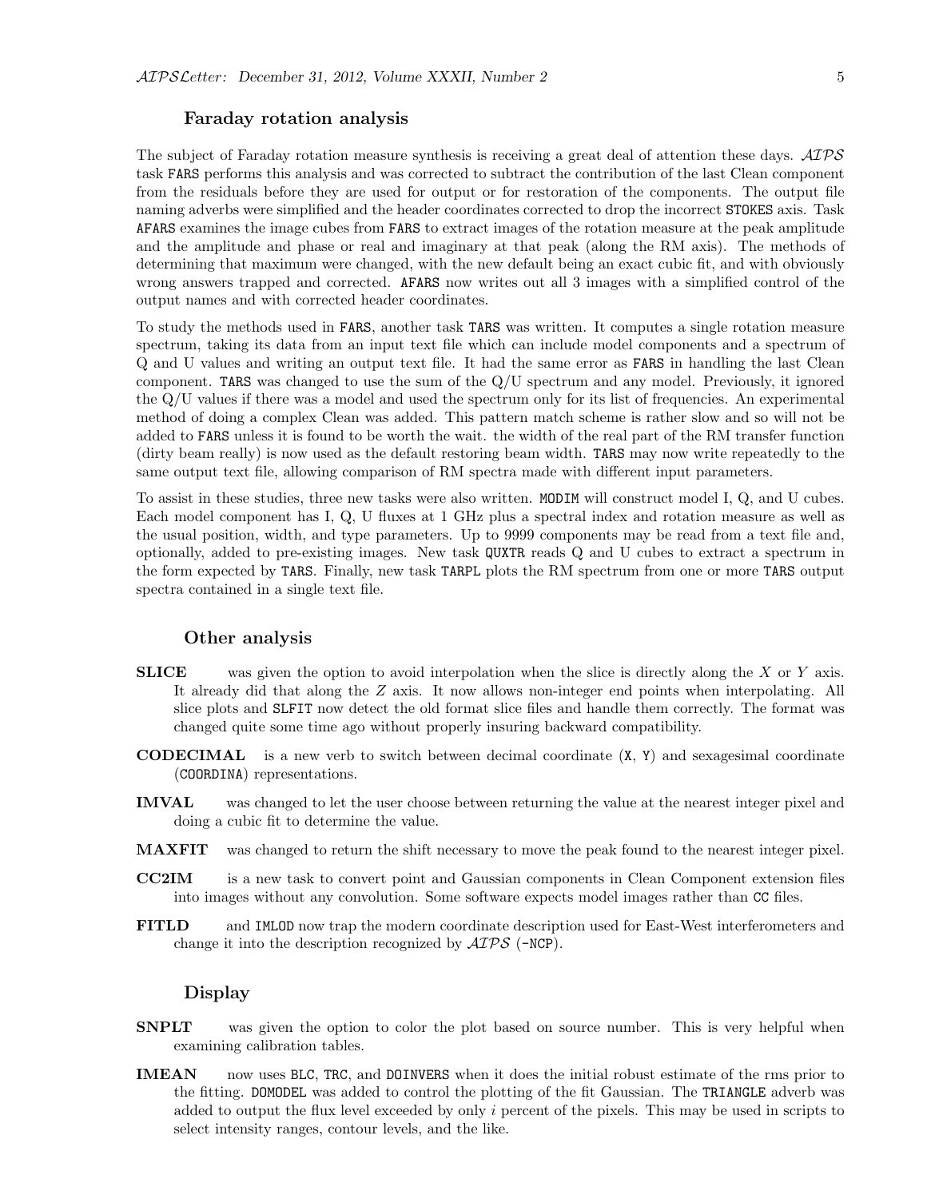### Faraday rotation analysis

The subject of Faraday rotation measure synthesis is receiving a great deal of attention these days. *AIPS* task `FARS` performs this analysis and was corrected to subtract the contribution of the last Clean component from the residuals before they are used for output or for restoration of the components. The output file naming adverbs were simplified and the header coordinates corrected to drop the incorrect `STOKES` axis. Task `AFARS` examines the image cubes from `FARS` to extract images of the rotation measure at the peak amplitude and the amplitude and phase or real and imaginary at that peak (along the RM axis). The methods of determining that maximum were changed, with the new default being an exact cubic fit, and with obviously wrong answers trapped and corrected. `AFARS` now writes out all 3 images with a simplified control of the output names and with corrected header coordinates.

To study the methods used in `FARS`, another task `TARS` was written. It computes a single rotation measure spectrum, taking its data from an input text file which can include model components and a spectrum of Q and U values and writing an output text file. It had the same error as `FARS` in handling the last Clean component. `TARS` was changed to use the sum of the Q/U spectrum and any model. Previously, it ignored the Q/U values if there was a model and used the spectrum only for its list of frequencies. An experimental method of doing a complex Clean was added. This pattern match scheme is rather slow and so will not be added to `FARS` unless it is found to be worth the wait. the width of the real part of the RM transfer function (dirty beam really) is now used as the default restoring beam width. `TARS` may now write repeatedly to the same output text file, allowing comparison of RM spectra made with different input parameters.

To assist in these studies, three new tasks were also written. `MODIM` will construct model I, Q, and U cubes. Each model component has I, Q, U fluxes at 1 GHz plus a spectral index and rotation measure as well as the usual position, width, and type parameters. Up to 9999 components may be read from a text file and, optionally, added to pre-existing images. New task `QUXTR` reads Q and U cubes to extract a spectrum in the form expected by `TARS`. Finally, new task `TARPL` plots the RM spectrum from one or more `TARS` output spectra contained in a single text file.

### Other analysis

**SLICE** was given the option to avoid interpolation when the slice is directly along the $X$ or $Y$ axis. It already did that along the $Z$ axis. It now allows non-integer end points when interpolating. All slice plots and `SLFIT` now detect the old format slice files and handle them correctly. The format was changed quite some time ago without properly insuring backward compatibility.

**CODECIMAL** is a new verb to switch between decimal coordinate (`X`, `Y`) and sexagesimal coordinate (`COORDINA`) representations.

**IMVAL** was changed to let the user choose between returning the value at the nearest integer pixel and doing a cubic fit to determine the value.

**MAXFIT** was changed to return the shift necessary to move the peak found to the nearest integer pixel.

**CC2IM** is a new task to convert point and Gaussian components in Clean Component extension files into images without any convolution. Some software expects model images rather than `CC` files.

**FITLD** and `IMLOD` now trap the modern coordinate description used for East-West interferometers and change it into the description recognized by *AIPS* (`-NCP`).

### Display

**SNPLT** was given the option to color the plot based on source number. This is very helpful when examining calibration tables.

**IMEAN** now uses `BLC`, `TRC`, and `DOINVERS` when it does the initial robust estimate of the rms prior to the fitting. `DOMODEL` was added to control the plotting of the fit Gaussian. The `TRIANGLE` adverb was added to output the flux level exceeded by only $i$ percent of the pixels. This may be used in scripts to select intensity ranges, contour levels, and the like.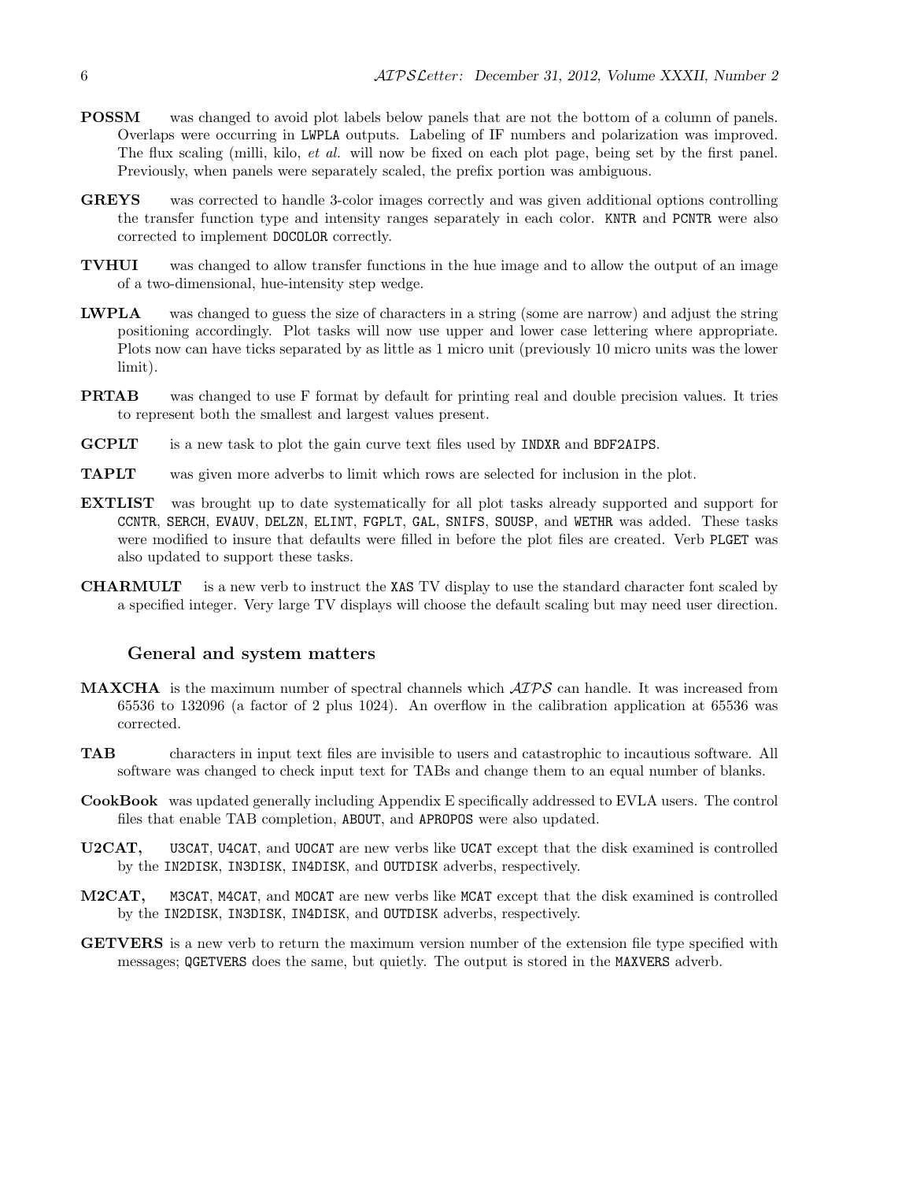**POSSM** was changed to avoid plot labels below panels that are not the bottom of a column of panels. Overlaps were occurring in LWPLA outputs. Labeling of IF numbers and polarization was improved. The flux scaling (milli, kilo, *et al.* will now be fixed on each plot page, being set by the first panel. Previously, when panels were separately scaled, the prefix portion was ambiguous.

**GREYS** was corrected to handle 3-color images correctly and was given additional options controlling the transfer function type and intensity ranges separately in each color. KNTR and PCNTR were also corrected to implement DOCOLOR correctly.

**TVHUI** was changed to allow transfer functions in the hue image and to allow the output of an image of a two-dimensional, hue-intensity step wedge.

**LWPLA** was changed to guess the size of characters in a string (some are narrow) and adjust the string positioning accordingly. Plot tasks will now use upper and lower case lettering where appropriate. Plots now can have ticks separated by as little as 1 micro unit (previously 10 micro units was the lower limit).

**PRTAB** was changed to use F format by default for printing real and double precision values. It tries to represent both the smallest and largest values present.

**GCPLT** is a new task to plot the gain curve text files used by INDXR and BDF2AIPS.

**TAPLT** was given more adverbs to limit which rows are selected for inclusion in the plot.

**EXTLIST** was brought up to date systematically for all plot tasks already supported and support for CCNTR, SERCH, EVAUV, DELZN, ELINT, FGPLT, GAL, SNIFS, SOUSP, and WETHR was added. These tasks were modified to insure that defaults were filled in before the plot files are created. Verb PLGET was also updated to support these tasks.

**CHARMULT** is a new verb to instruct the XAS TV display to use the standard character font scaled by a specified integer. Very large TV displays will choose the default scaling but may need user direction.

### General and system matters

**MAXCHA** is the maximum number of spectral channels which *AIPS* can handle. It was increased from 65536 to 132096 (a factor of 2 plus 1024). An overflow in the calibration application at 65536 was corrected.

**TAB** characters in input text files are invisible to users and catastrophic to incautious software. All software was changed to check input text for TABs and change them to an equal number of blanks.

**CookBook** was updated generally including Appendix E specifically addressed to EVLA users. The control files that enable TAB completion, ABOUT, and APROPOS were also updated.

**U2CAT,** U3CAT, U4CAT, and UOCAT are new verbs like UCAT except that the disk examined is controlled by the IN2DISK, IN3DISK, IN4DISK, and OUTDISK adverbs, respectively.

**M2CAT,** M3CAT, M4CAT, and MOCAT are new verbs like MCAT except that the disk examined is controlled by the IN2DISK, IN3DISK, IN4DISK, and OUTDISK adverbs, respectively.

**GETVERS** is a new verb to return the maximum version number of the extension file type specified with messages; QGETVERS does the same, but quietly. The output is stored in the MAXVERS adverb.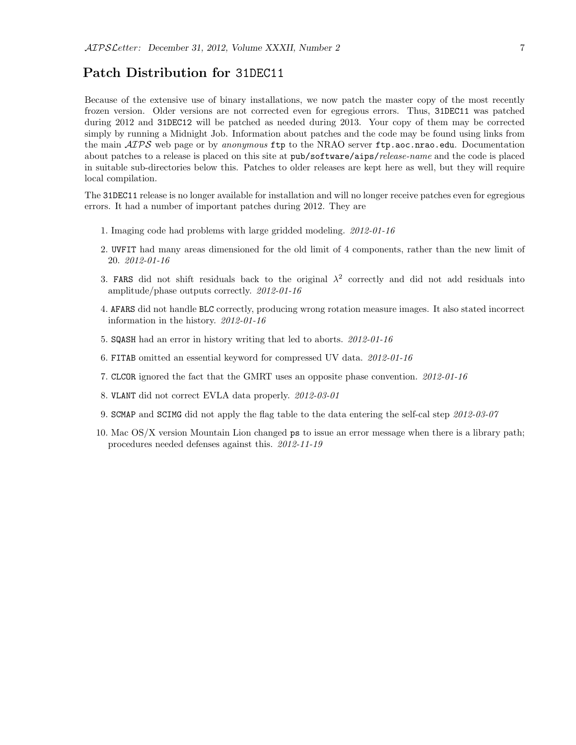## Patch Distribution for `31DEC11`

Because of the extensive use of binary installations, we now patch the master copy of the most recently frozen version. Older versions are not corrected even for egregious errors. Thus, `31DEC11` was patched during 2012 and `31DEC12` will be patched as needed during 2013. Your copy of them may be corrected simply by running a Midnight Job. Information about patches and the code may be found using links from the main *AIPS* web page or by *anonymous* `ftp` to the NRAO server `ftp.aoc.nrao.edu`. Documentation about patches to a release is placed on this site at `pub/software/aips/`*release-name* and the code is placed in suitable sub-directories below this. Patches to older releases are kept here as well, but they will require local compilation.

The `31DEC11` release is no longer available for installation and will no longer receive patches even for egregious errors. It had a number of important patches during 2012. They are

1. Imaging code had problems with large gridded modeling. *2012-01-16*
2. `UVFIT` had many areas dimensioned for the old limit of 4 components, rather than the new limit of 20. *2012-01-16*
3. `FARS` did not shift residuals back to the original $\lambda^2$ correctly and did not add residuals into amplitude/phase outputs correctly. *2012-01-16*
4. `AFARS` did not handle `BLC` correctly, producing wrong rotation measure images. It also stated incorrect information in the history. *2012-01-16*
5. `SQASH` had an error in history writing that led to aborts. *2012-01-16*
6. `FITAB` omitted an essential keyword for compressed UV data. *2012-01-16*
7. `CLCOR` ignored the fact that the GMRT uses an opposite phase convention. *2012-01-16*
8. `VLANT` did not correct EVLA data properly. *2012-03-01*
9. `SCMAP` and `SCIMG` did not apply the flag table to the data entering the self-cal step *2012-03-07*
10. Mac OS/X version Mountain Lion changed `ps` to issue an error message when there is a library path; procedures needed defenses against this. *2012-11-19*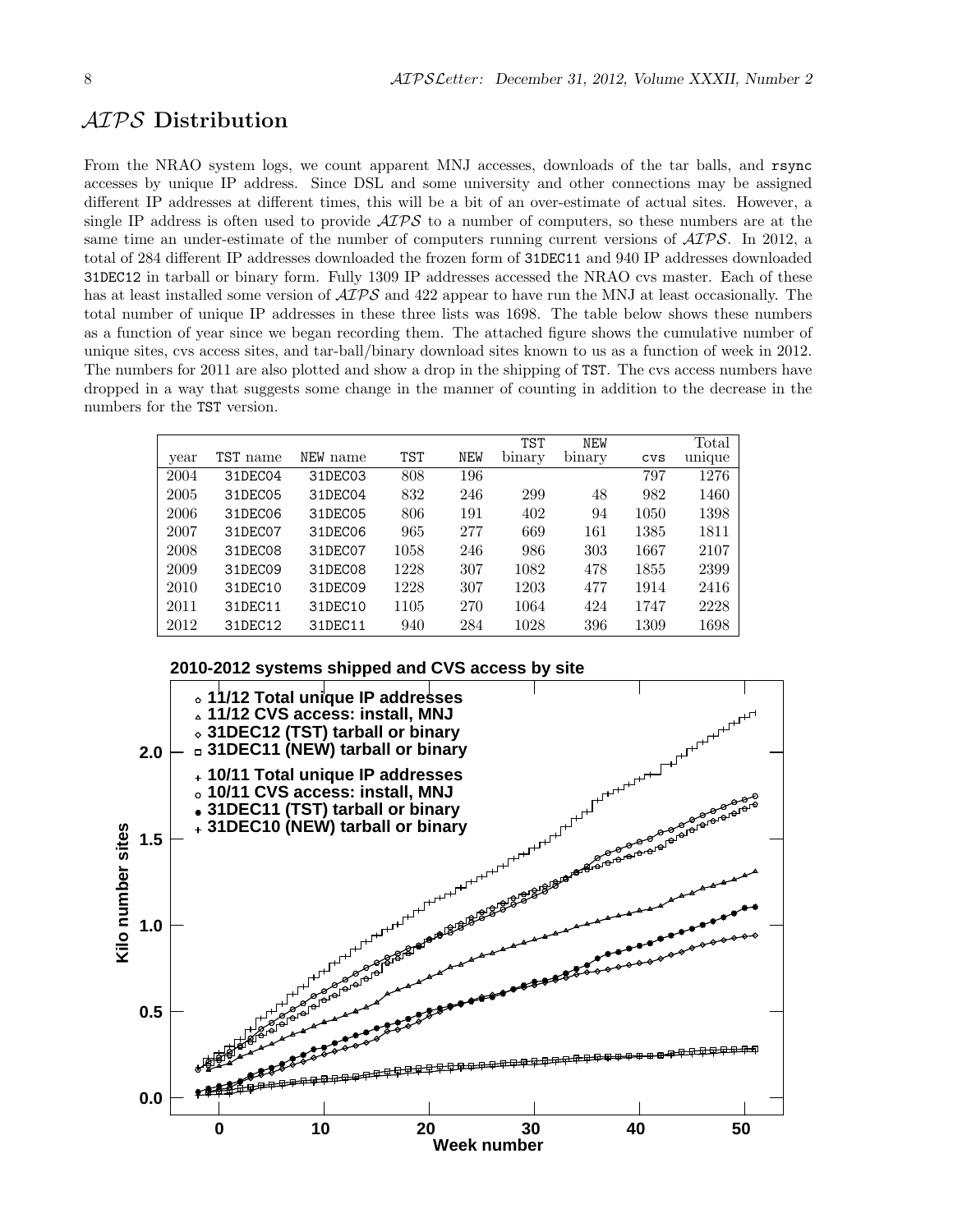# *AIPS* Distribution

From the NRAO system logs, we count apparent MNJ accesses, downloads of the tar balls, and rsync accesses by unique IP address. Since DSL and some university and other connections may be assigned different IP addresses at different times, this will be a bit of an over-estimate of actual sites. However, a single IP address is often used to provide *AIPS* to a number of computers, so these numbers are at the same time an under-estimate of the number of computers running current versions of *AIPS*. In 2012, a total of 284 different IP addresses downloaded the frozen form of 31DEC11 and 940 IP addresses downloaded 31DEC12 in tarball or binary form. Fully 1309 IP addresses accessed the NRAO cvs master. Each of these has at least installed some version of *AIPS* and 422 appear to have run the MNJ at least occasionally. The total number of unique IP addresses in these three lists was 1698. The table below shows these numbers as a function of year since we began recording them. The attached figure shows the cumulative number of unique sites, cvs access sites, and tar-ball/binary download sites known to us as a function of week in 2012. The numbers for 2011 are also plotted and show a drop in the shipping of TST. The cvs access numbers have dropped in a way that suggests some change in the manner of counting in addition to the decrease in the numbers for the TST version.

| year | TST name | NEW name | TST | NEW | TST binary | NEW binary | cvs | Total unique |
|---|---|---|---|---|---|---|---|---|
| 2004 | 31DEC04 | 31DEC03 | 808 | 196 | | | 797 | 1276 |
| 2005 | 31DEC05 | 31DEC04 | 832 | 246 | 299 | 48 | 982 | 1460 |
| 2006 | 31DEC06 | 31DEC05 | 806 | 191 | 402 | 94 | 1050 | 1398 |
| 2007 | 31DEC07 | 31DEC06 | 965 | 277 | 669 | 161 | 1385 | 1811 |
| 2008 | 31DEC08 | 31DEC07 | 1058 | 246 | 986 | 303 | 1667 | 2107 |
| 2009 | 31DEC09 | 31DEC08 | 1228 | 307 | 1082 | 478 | 1855 | 2399 |
| 2010 | 31DEC10 | 31DEC09 | 1228 | 307 | 1203 | 477 | 1914 | 2416 |
| 2011 | 31DEC11 | 31DEC10 | 1105 | 270 | 1064 | 424 | 1747 | 2228 |
| 2012 | 31DEC12 | 31DEC11 | 940 | 284 | 1028 | 396 | 1309 | 1698 |

**2010-2012 systems shipped and CVS access by site**

Legend: 11/12 Total unique IP addresses; 11/12 CVS access: install, MNJ; 31DEC12 (TST) tarball or binary; 31DEC11 (NEW) tarball or binary; 10/11 Total unique IP addresses; 10/11 CVS access: install, MNJ; 31DEC11 (TST) tarball or binary; 31DEC10 (NEW) tarball or binary

Y axis: Kilo number sites (0.0 – 2.0). X axis: Week number (0 – 50).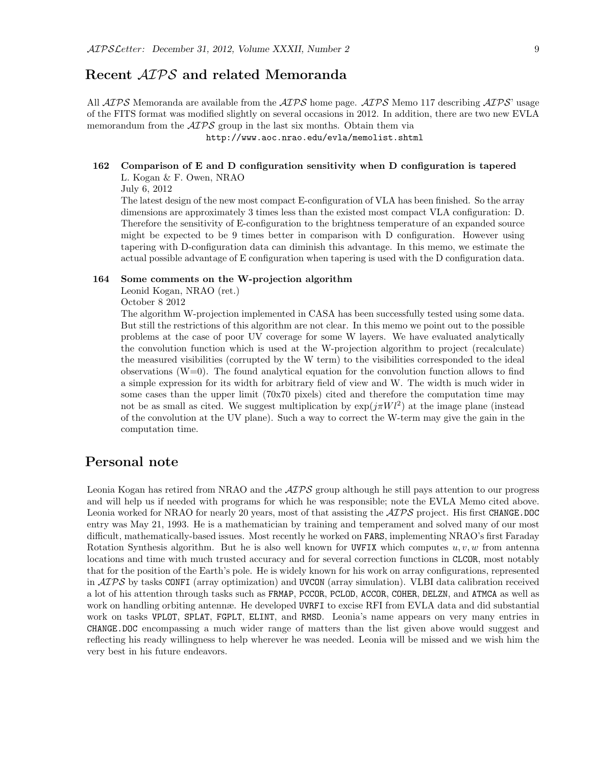## Recent *AIPS* and related Memoranda

All *AIPS* Memoranda are available from the *AIPS* home page. *AIPS* Memo 117 describing *AIPS*' usage of the FITS format was modified slightly on several occasions in 2012. In addition, there are two new EVLA memorandum from the *AIPS* group in the last six months. Obtain them via

`http://www.aoc.nrao.edu/evla/memolist.shtml`

**162 Comparison of E and D configuration sensitivity when D configuration is tapered**
L. Kogan & F. Owen, NRAO
July 6, 2012
The latest design of the new most compact E-configuration of VLA has been finished. So the array dimensions are approximately 3 times less than the existed most compact VLA configuration: D. Therefore the sensitivity of E-configuration to the brightness temperature of an expanded source might be expected to be 9 times better in comparison with D configuration. However using tapering with D-configuration data can diminish this advantage. In this memo, we estimate the actual possible advantage of E configuration when tapering is used with the D configuration data.

**164 Some comments on the W-projection algorithm**
Leonid Kogan, NRAO (ret.)
October 8 2012
The algorithm W-projection implemented in CASA has been successfully tested using some data. But still the restrictions of this algorithm are not clear. In this memo we point out to the possible problems at the case of poor UV coverage for some W layers. We have evaluated analytically the convolution function which is used at the W-projection algorithm to project (recalculate) the measured visibilities (corrupted by the W term) to the visibilities corresponded to the ideal observations (W=0). The found analytical equation for the convolution function allows to find a simple expression for its width for arbitrary field of view and W. The width is much wider in some cases than the upper limit (70x70 pixels) cited and therefore the computation time may not be as small as cited. We suggest multiplication by $\exp(j\pi Wl^2)$ at the image plane (instead of the convolution at the UV plane). Such a way to correct the W-term may give the gain in the computation time.

## Personal note

Leonia Kogan has retired from NRAO and the *AIPS* group although he still pays attention to our progress and will help us if needed with programs for which he was responsible; note the EVLA Memo cited above. Leonia worked for NRAO for nearly 20 years, most of that assisting the *AIPS* project. His first `CHANGE.DOC` entry was May 21, 1993. He is a mathematician by training and temperament and solved many of our most difficult, mathematically-based issues. Most recently he worked on `FARS`, implementing NRAO's first Faraday Rotation Synthesis algorithm. But he is also well known for `UVFIX` which computes $u, v, w$ from antenna locations and time with much trusted accuracy and for several correction functions in `CLCOR`, most notably that for the position of the Earth's pole. He is widely known for his work on array configurations, represented in *AIPS* by tasks `CONFI` (array optimization) and `UVCON` (array simulation). VLBI data calibration received a lot of his attention through tasks such as `FRMAP`, `PCCOR`, `PCLOD`, `ACCOR`, `COHER`, `DELZN`, and `ATMCA` as well as work on handling orbiting antennæ. He developed `UVRFI` to excise RFI from EVLA data and did substantial work on tasks `VPLOT`, `SPLAT`, `FGPLT`, `ELINT`, and `RMSD`. Leonia's name appears on very many entries in `CHANGE.DOC` encompassing a much wider range of matters than the list given above would suggest and reflecting his ready willingness to help wherever he was needed. Leonia will be missed and we wish him the very best in his future endeavors.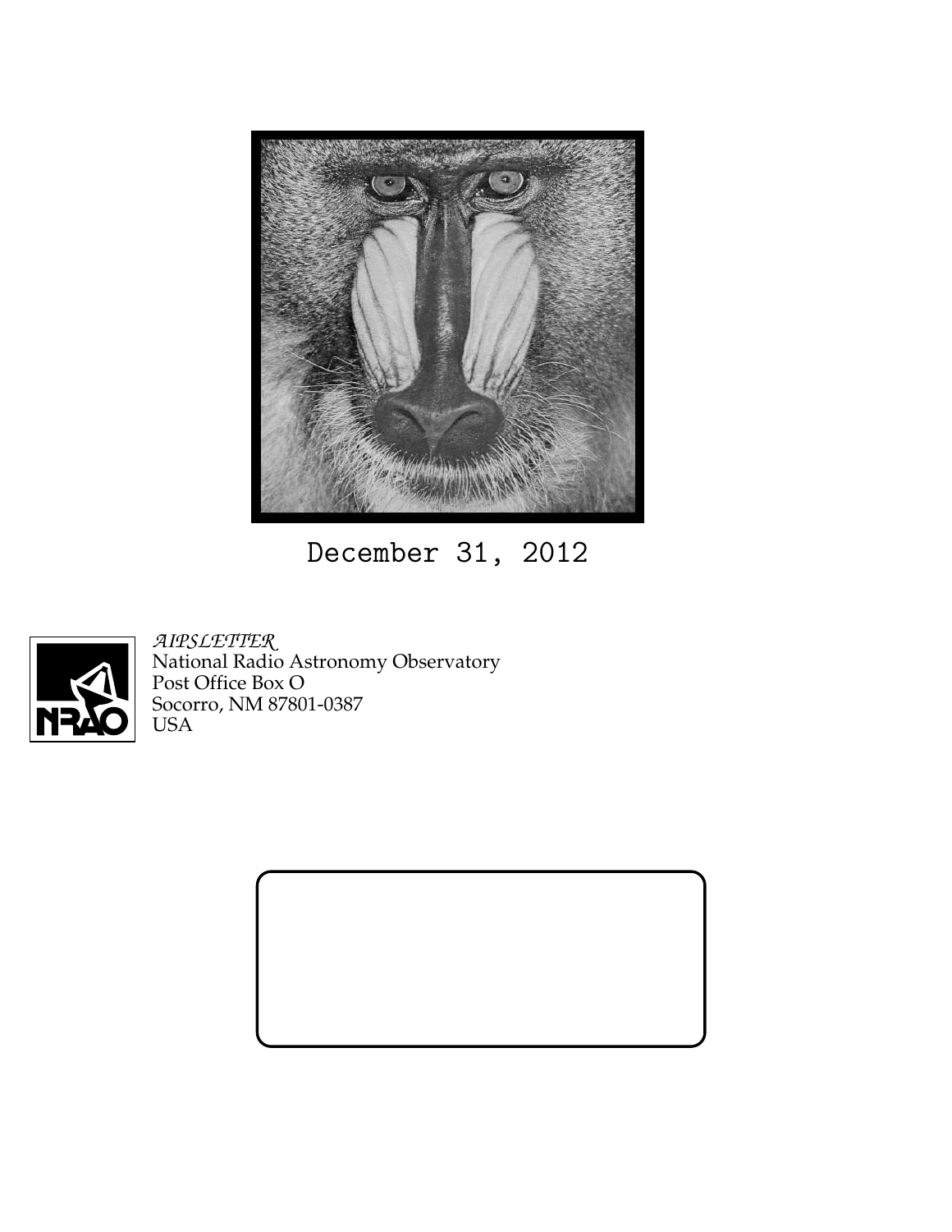December 31, 2012

*AIPSLETTER*
National Radio Astronomy Observatory
Post Office Box O
Socorro, NM 87801-0387
USA